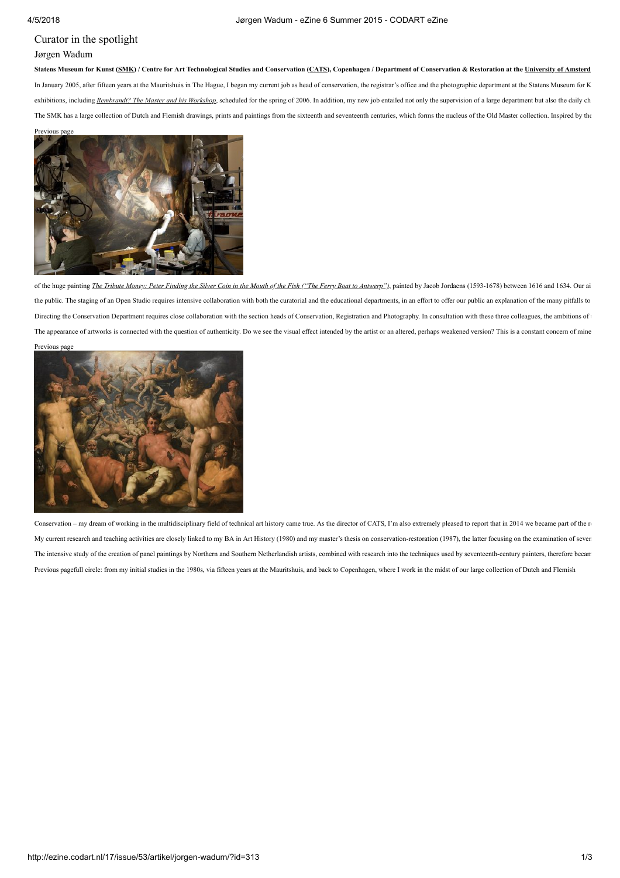# Curator in the spotlight

## Jørgen Wadum

**Statens Museum for Kunst (SMK) / Centre for Art Technological Studies and Conservation (CATS), Copenhagen / Department of Conservation & Restoration at the University of Amsterd**

In January 2005, after fifteen years at the Mauritshuis in The Hague, I began my current job as head of conservation, the registrar's office and the photographic department at the Statens Museum for K

exhibitions, including *Rembrandt? The Master and his Workshop*, scheduled for the spring of 2006. In addition, my new job entailed not only the supervision of a large department but also the daily ch

The SMK has a large collection of Dutch and Flemish drawings, prints and paintings from the sixteenth and seventeenth centuries, which forms the nucleus of the Old Master collection. Inspired by the

Previous page

of the huge painting *The Tribute Money: Peter Finding the Silver Coin in the Mouth of the Fish ("The Ferry Boat to Antwerp")*, painted by Jacob Jordaens (1593-1678) between 1616 and 1634. Our ai

the public. The staging of an Open Studio requires intensive collaboration with both the curatorial and the educational departments, in an effort to offer our public an explanation of the many pitfalls to

Directing the Conservation Department requires close collaboration with the section heads of Conservation, Registration and Photography. In consultation with these three colleagues, the ambitions of t

The appearance of artworks is connected with the question of authenticity. Do we see the visual effect intended by the artist or an altered, perhaps weakened version? This is a constant concern of mine

Previous page

Conservation – my dream of working in the multidisciplinary field of technical art history came true. As the director of CATS, I'm also extremely pleased to report that in 2014 we became part of the r

My current research and teaching activities are closely linked to my BA in Art History (1980) and my master's thesis on conservation-restoration (1987), the latter focusing on the examination of sever

The intensive study of the creation of panel paintings by Northern and Southern Netherlandish artists, combined with research into the techniques used by seventeenth-century painters, therefore becam

Previous pagefull circle: from my initial studies in the 1980s, via fifteen years at the Mauritshuis, and back to Copenhagen, where I work in the midst of our large collection of Dutch and Flemish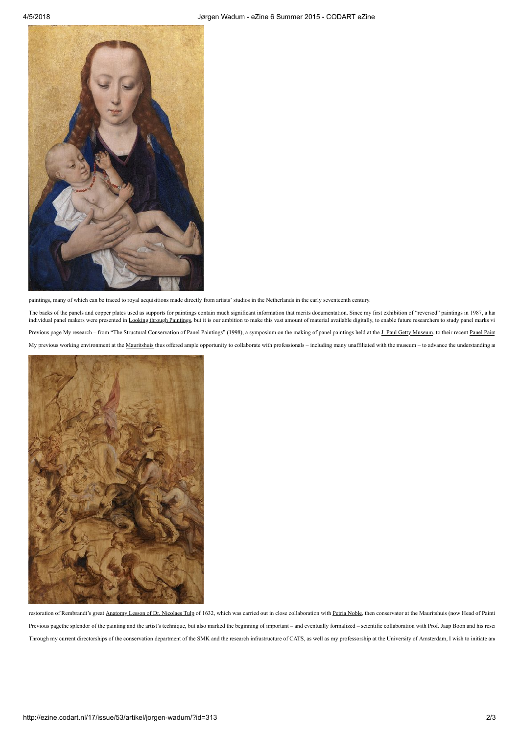paintings, many of which can be traced to royal acquisitions made directly from artists' studios in the Netherlands in the early seventeenth century.

The backs of the panels and copper plates used as supports for paintings contain much significant information that merits documentation. Since my first exhibition of "reversed" paintings in 1987, a ha individual panel makers were presented in Looking through Paintings, but it is our ambition to make this vast amount of material available digitally, to enable future researchers to study panel marks vi

Previous page My research – from "The Structural Conservation of Panel Paintings" (1998), a symposium on the making of panel paintings held at the J. Paul Getty Museum, to their recent Panel Paint

My previous working environment at the Mauritshuis thus offered ample opportunity to collaborate with professionals – including many unaffiliated with the museum – to advance the understanding a

restoration of Rembrandt's great Anatomy Lesson of Dr. Nicolaes Tulp of 1632, which was carried out in close collaboration with Petria Noble, then conservator at the Mauritshuis (now Head of Painti

Previous pagethe splendor of the painting and the artist's technique, but also marked the beginning of important – and eventually formalized – scientific collaboration with Prof. Jaap Boon and his rese

Through my current directorships of the conservation department of the SMK and the research infrastructure of CATS, as well as my professorship at the University of Amsterdam, I wish to initiate an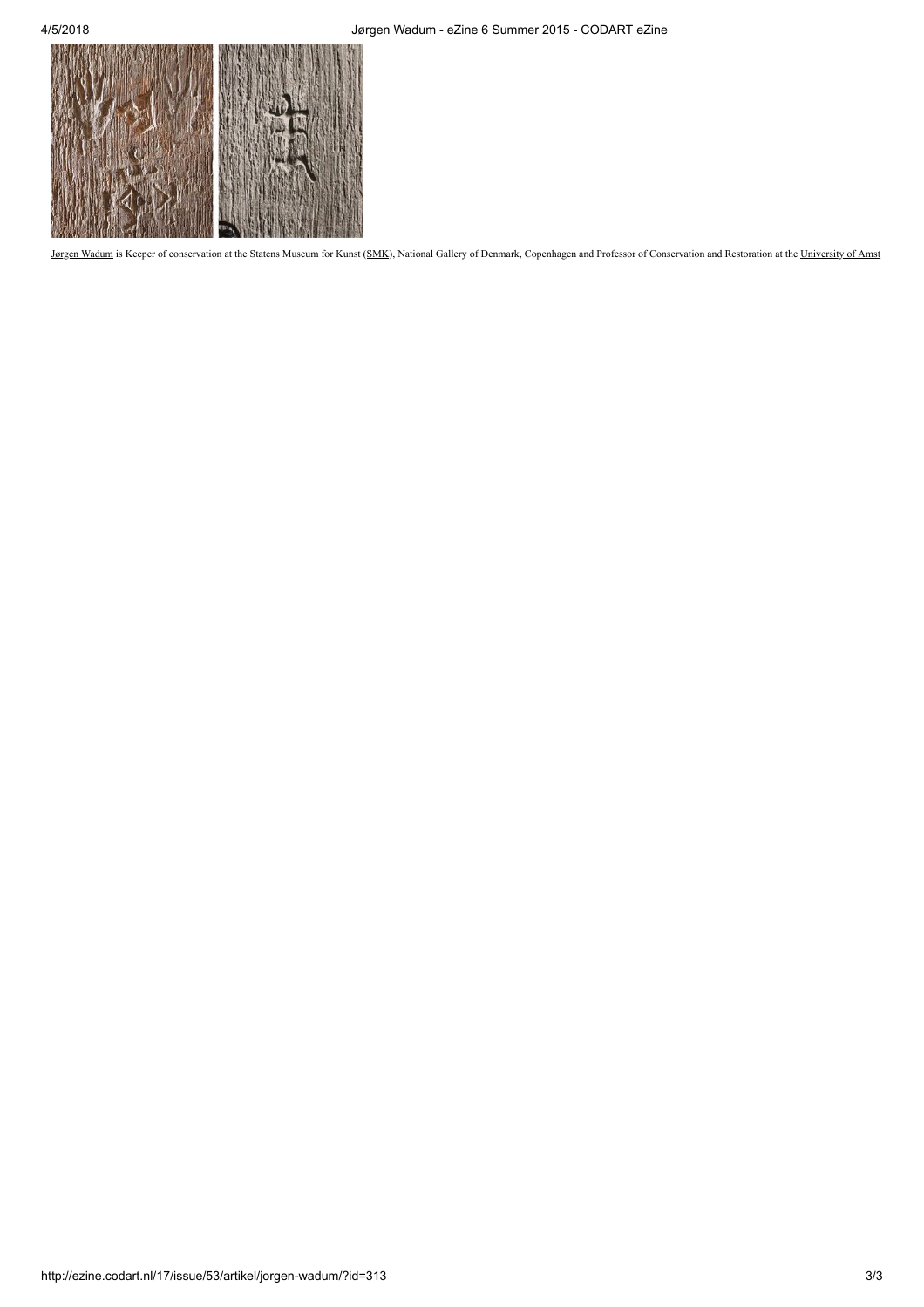Jørgen Wadum is Keeper of conservation at the Statens Museum for Kunst (SMK), National Gallery of Denmark, Copenhagen and Professor of Conservation and Restoration at the University of Amst